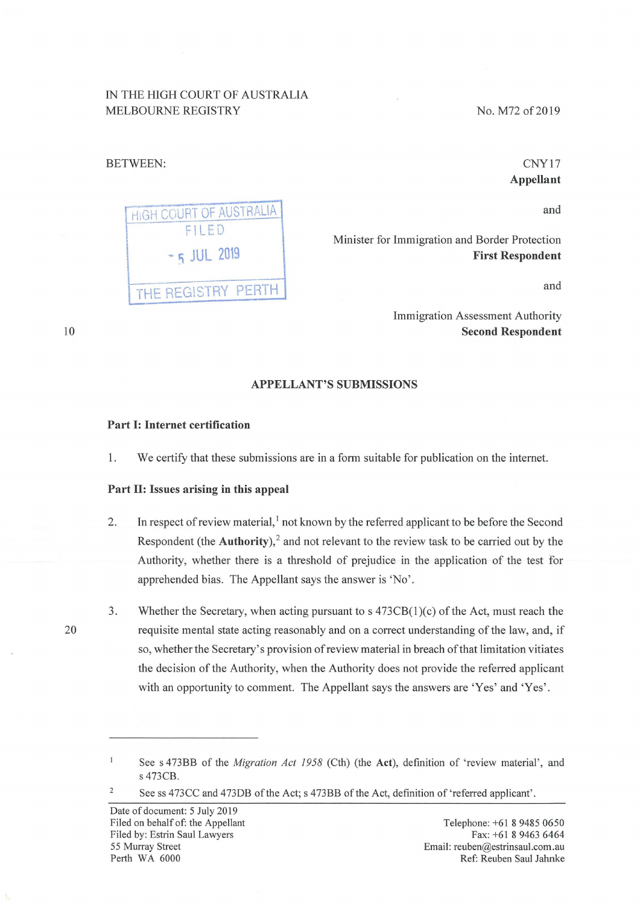IN THE HIGH COURT OF AUSTRALIA
MELBOURNE REGISTRY

No. M72 of 2019

BETWEEN:

CNY17
**Appellant**

and

Minister for Immigration and Border Protection
**First Respondent**

and

Immigration Assessment Authority
**Second Respondent**

HIGH COURT OF AUSTRALIA
FILED
5 JUL 2019
THE REGISTRY PERTH

## APPELLANT'S SUBMISSIONS

### Part I: Internet certification

1. We certify that these submissions are in a form suitable for publication on the internet.

### Part II: Issues arising in this appeal

2. In respect of review material,[1] not known by the referred applicant to be before the Second Respondent (the **Authority**),[2] and not relevant to the review task to be carried out by the Authority, whether there is a threshold of prejudice in the application of the test for apprehended bias. The Appellant says the answer is 'No'.

3. Whether the Secretary, when acting pursuant to s 473CB(1)(c) of the Act, must reach the requisite mental state acting reasonably and on a correct understanding of the law, and, if so, whether the Secretary's provision of review material in breach of that limitation vitiates the decision of the Authority, when the Authority does not provide the referred applicant with an opportunity to comment. The Appellant says the answers are 'Yes' and 'Yes'.

---

[1] See s 473BB of the *Migration Act 1958* (Cth) (the **Act**), definition of 'review material', and s 473CB.

[2] See ss 473CC and 473DB of the Act; s 473BB of the Act, definition of 'referred applicant'.

Date of document: 5 July 2019
Filed on behalf of: the Appellant
Filed by: Estrin Saul Lawyers
55 Murray Street
Perth WA 6000

Telephone: +61 8 9485 0650
Fax: +61 8 9463 6464
Email: reuben@estrinsaul.com.au
Ref: Reuben Saul Jahnke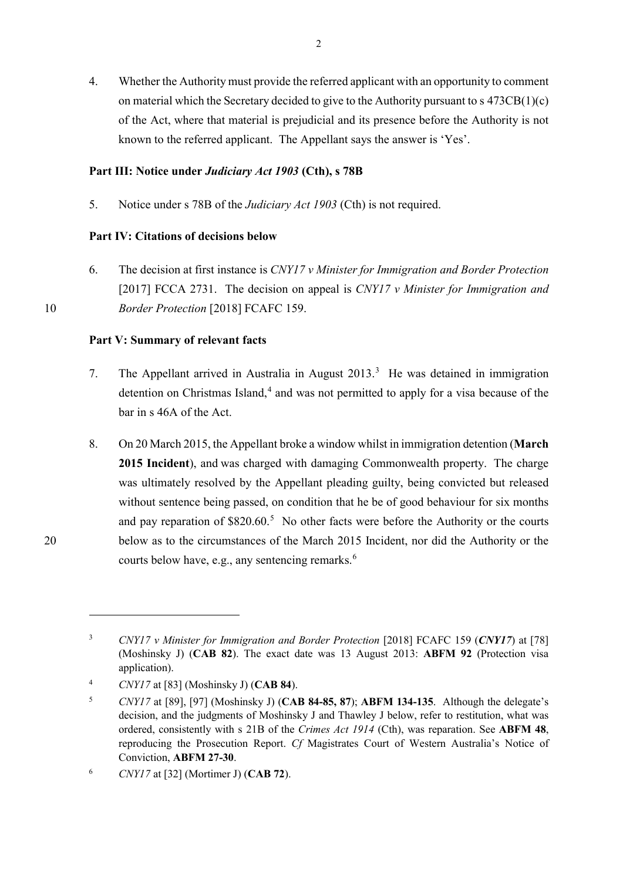4. Whether the Authority must provide the referred applicant with an opportunity to comment on material which the Secretary decided to give to the Authority pursuant to s 473CB(1)(c) of the Act, where that material is prejudicial and its presence before the Authority is not known to the referred applicant. The Appellant says the answer is 'Yes'.

## Part III: Notice under *Judiciary Act 1903* (Cth), s 78B

5. Notice under s 78B of the *Judiciary Act 1903* (Cth) is not required.

## Part IV: Citations of decisions below

6. The decision at first instance is *CNY17 v Minister for Immigration and Border Protection* [2017] FCCA 2731. The decision on appeal is *CNY17 v Minister for Immigration and Border Protection* [2018] FCAFC 159.

## Part V: Summary of relevant facts

7. The Appellant arrived in Australia in August 2013.[3] He was detained in immigration detention on Christmas Island,[4] and was not permitted to apply for a visa because of the bar in s 46A of the Act.

8. On 20 March 2015, the Appellant broke a window whilst in immigration detention (**March 2015 Incident**), and was charged with damaging Commonwealth property. The charge was ultimately resolved by the Appellant pleading guilty, being convicted but released without sentence being passed, on condition that he be of good behaviour for six months and pay reparation of $820.60.[5] No other facts were before the Authority or the courts below as to the circumstances of the March 2015 Incident, nor did the Authority or the courts below have, e.g., any sentencing remarks.[6]

---

[3] *CNY17 v Minister for Immigration and Border Protection* [2018] FCAFC 159 (***CNY17***) at [78] (Moshinsky J) (**CAB 82**). The exact date was 13 August 2013: **ABFM 92** (Protection visa application).

[4] *CNY17* at [83] (Moshinsky J) (**CAB 84**).

[5] *CNY17* at [89], [97] (Moshinsky J) (**CAB 84-85, 87**); **ABFM 134-135**. Although the delegate's decision, and the judgments of Moshinsky J and Thawley J below, refer to restitution, what was ordered, consistently with s 21B of the *Crimes Act 1914* (Cth), was reparation. See **ABFM 48**, reproducing the Prosecution Report. *Cf* Magistrates Court of Western Australia's Notice of Conviction, **ABFM 27-30**.

[6] *CNY17* at [32] (Mortimer J) (**CAB 72**).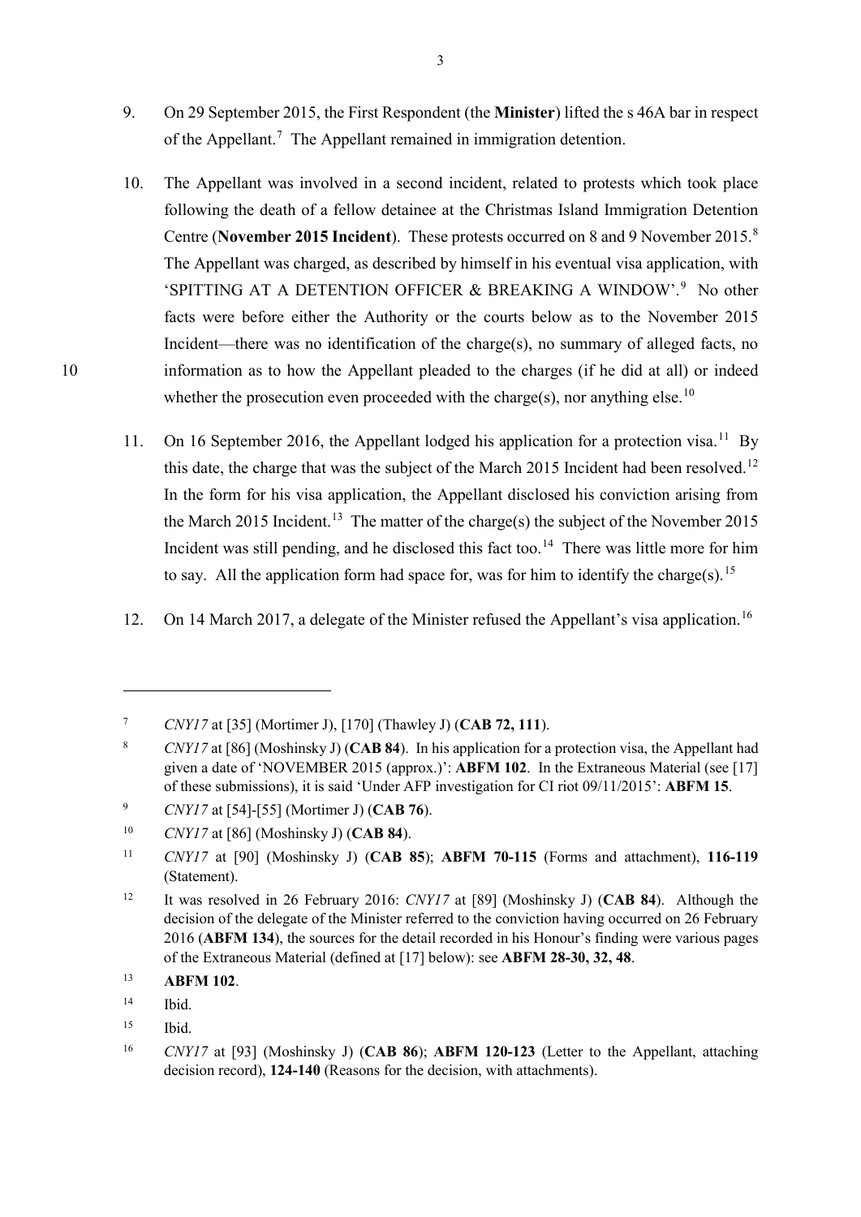9. On 29 September 2015, the First Respondent (the **Minister**) lifted the s 46A bar in respect of the Appellant.[7] The Appellant remained in immigration detention.

10. The Appellant was involved in a second incident, related to protests which took place following the death of a fellow detainee at the Christmas Island Immigration Detention Centre (**November 2015 Incident**). These protests occurred on 8 and 9 November 2015.[8] The Appellant was charged, as described by himself in his eventual visa application, with 'SPITTING AT A DETENTION OFFICER & BREAKING A WINDOW'.[9] No other facts were before either the Authority or the courts below as to the November 2015 Incident—there was no identification of the charge(s), no summary of alleged facts, no information as to how the Appellant pleaded to the charges (if he did at all) or indeed whether the prosecution even proceeded with the charge(s), nor anything else.[10]

11. On 16 September 2016, the Appellant lodged his application for a protection visa.[11] By this date, the charge that was the subject of the March 2015 Incident had been resolved.[12] In the form for his visa application, the Appellant disclosed his conviction arising from the March 2015 Incident.[13] The matter of the charge(s) the subject of the November 2015 Incident was still pending, and he disclosed this fact too.[14] There was little more for him to say. All the application form had space for, was for him to identify the charge(s).[15]

12. On 14 March 2017, a delegate of the Minister refused the Appellant's visa application.[16]

---

[7] *CNY17* at [35] (Mortimer J), [170] (Thawley J) (**CAB 72, 111**).

[8] *CNY17* at [86] (Moshinsky J) (**CAB 84**). In his application for a protection visa, the Appellant had given a date of 'NOVEMBER 2015 (approx.)': **ABFM 102**. In the Extraneous Material (see [17] of these submissions), it is said 'Under AFP investigation for CI riot 09/11/2015': **ABFM 15**.

[9] *CNY17* at [54]-[55] (Mortimer J) (**CAB 76**).

[10] *CNY17* at [86] (Moshinsky J) (**CAB 84**).

[11] *CNY17* at [90] (Moshinsky J) (**CAB 85**); **ABFM 70-115** (Forms and attachment), **116-119** (Statement).

[12] It was resolved in 26 February 2016: *CNY17* at [89] (Moshinsky J) (**CAB 84**). Although the decision of the delegate of the Minister referred to the conviction having occurred on 26 February 2016 (**ABFM 134**), the sources for the detail recorded in his Honour's finding were various pages of the Extraneous Material (defined at [17] below): see **ABFM 28-30, 32, 48**.

[13] **ABFM 102**.

[14] Ibid.

[15] Ibid.

[16] *CNY17* at [93] (Moshinsky J) (**CAB 86**); **ABFM 120-123** (Letter to the Appellant, attaching decision record), **124-140** (Reasons for the decision, with attachments).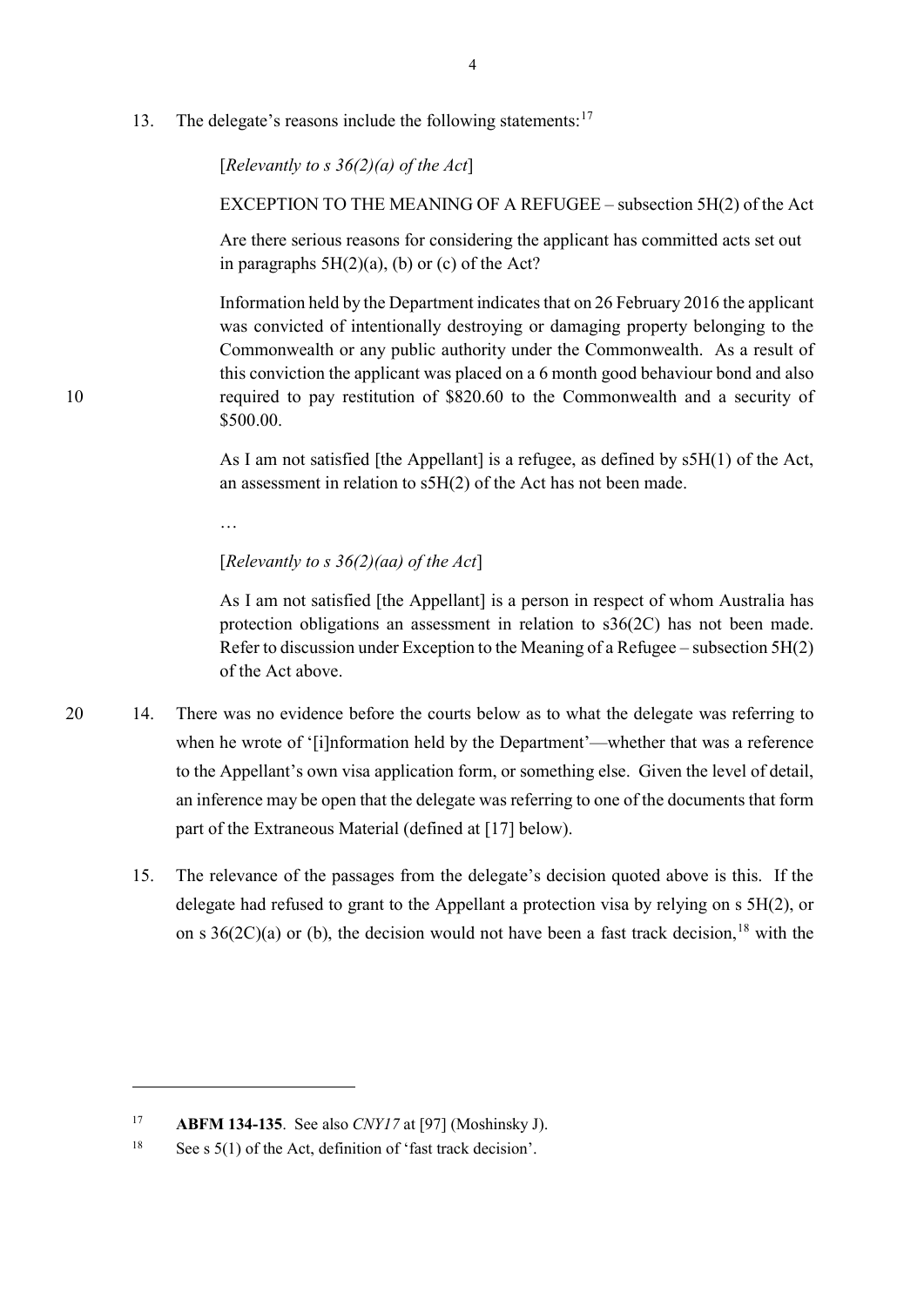13. The delegate's reasons include the following statements:[17]

> [*Relevantly to s 36(2)(a) of the Act*]
>
> EXCEPTION TO THE MEANING OF A REFUGEE – subsection 5H(2) of the Act
>
> Are there serious reasons for considering the applicant has committed acts set out in paragraphs 5H(2)(a), (b) or (c) of the Act?
>
> Information held by the Department indicates that on 26 February 2016 the applicant was convicted of intentionally destroying or damaging property belonging to the Commonwealth or any public authority under the Commonwealth. As a result of this conviction the applicant was placed on a 6 month good behaviour bond and also required to pay restitution of $820.60 to the Commonwealth and a security of $500.00.
>
> As I am not satisfied [the Appellant] is a refugee, as defined by s5H(1) of the Act, an assessment in relation to s5H(2) of the Act has not been made.
>
> …
>
> [*Relevantly to s 36(2)(aa) of the Act*]
>
> As I am not satisfied [the Appellant] is a person in respect of whom Australia has protection obligations an assessment in relation to s36(2C) has not been made. Refer to discussion under Exception to the Meaning of a Refugee – subsection 5H(2) of the Act above.

14. There was no evidence before the courts below as to what the delegate was referring to when he wrote of '[i]nformation held by the Department'—whether that was a reference to the Appellant's own visa application form, or something else. Given the level of detail, an inference may be open that the delegate was referring to one of the documents that form part of the Extraneous Material (defined at [17] below).

15. The relevance of the passages from the delegate's decision quoted above is this. If the delegate had refused to grant to the Appellant a protection visa by relying on s 5H(2), or on s 36(2C)(a) or (b), the decision would not have been a fast track decision,[18] with the

---

[17] **ABFM 134-135**. See also *CNY17* at [97] (Moshinsky J).

[18] See s 5(1) of the Act, definition of 'fast track decision'.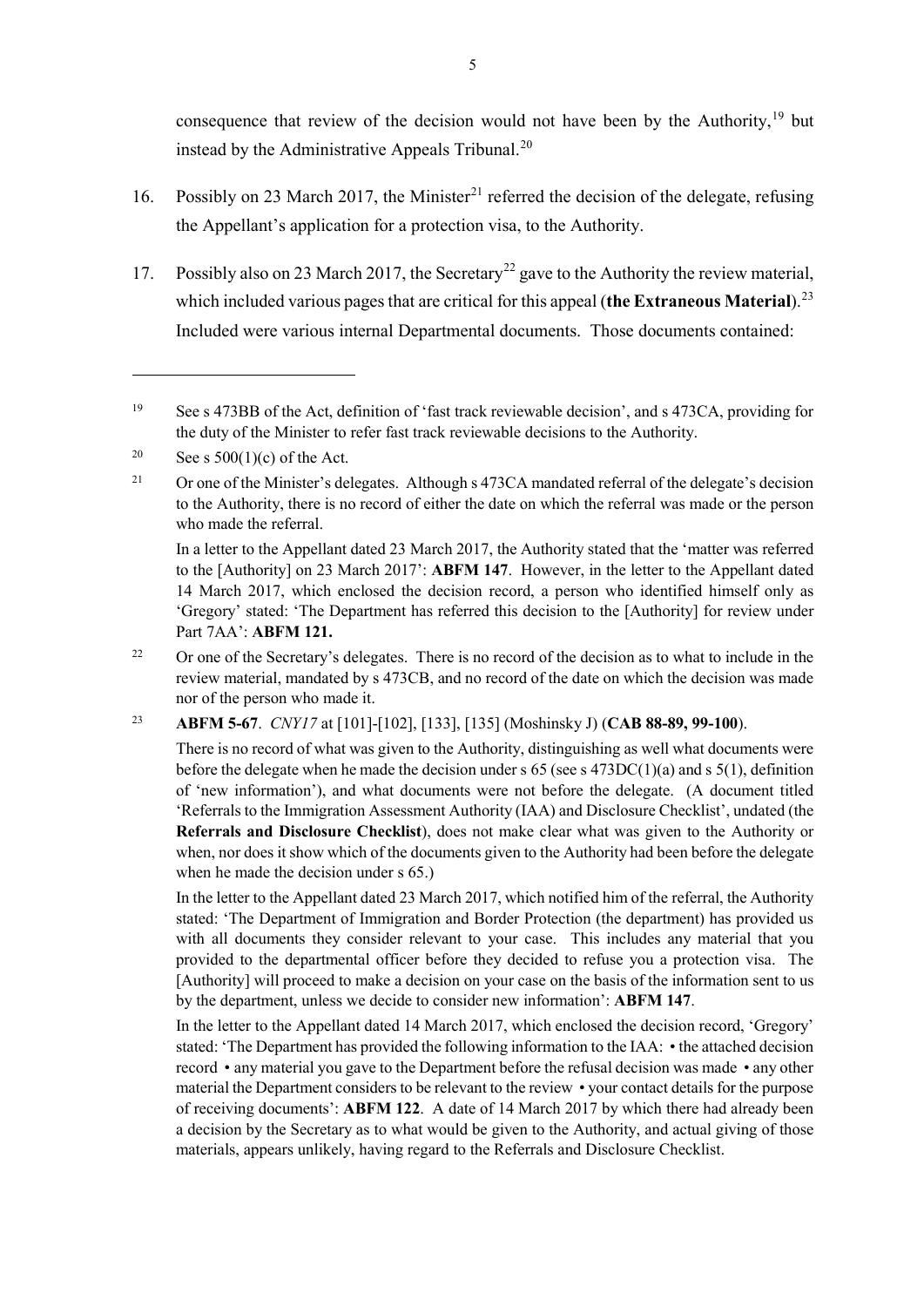consequence that review of the decision would not have been by the Authority,[19] but instead by the Administrative Appeals Tribunal.[20]

16. Possibly on 23 March 2017, the Minister[21] referred the decision of the delegate, refusing the Appellant's application for a protection visa, to the Authority.

17. Possibly also on 23 March 2017, the Secretary[22] gave to the Authority the review material, which included various pages that are critical for this appeal (**the Extraneous Material**).[23] Included were various internal Departmental documents. Those documents contained:

---

[19] See s 473BB of the Act, definition of 'fast track reviewable decision', and s 473CA, providing for the duty of the Minister to refer fast track reviewable decisions to the Authority.

[20] See s 500(1)(c) of the Act.

[21] Or one of the Minister's delegates. Although s 473CA mandated referral of the delegate's decision to the Authority, there is no record of either the date on which the referral was made or the person who made the referral.

In a letter to the Appellant dated 23 March 2017, the Authority stated that the 'matter was referred to the [Authority] on 23 March 2017': **ABFM 147**. However, in the letter to the Appellant dated 14 March 2017, which enclosed the decision record, a person who identified himself only as 'Gregory' stated: 'The Department has referred this decision to the [Authority] for review under Part 7AA': **ABFM 121.**

[22] Or one of the Secretary's delegates. There is no record of the decision as to what to include in the review material, mandated by s 473CB, and no record of the date on which the decision was made nor of the person who made it.

[23] **ABFM 5-67**. *CNY17* at [101]-[102], [133], [135] (Moshinsky J) (**CAB 88-89, 99-100**).

There is no record of what was given to the Authority, distinguishing as well what documents were before the delegate when he made the decision under s 65 (see s 473DC(1)(a) and s 5(1), definition of 'new information'), and what documents were not before the delegate. (A document titled 'Referrals to the Immigration Assessment Authority (IAA) and Disclosure Checklist', undated (the **Referrals and Disclosure Checklist**), does not make clear what was given to the Authority or when, nor does it show which of the documents given to the Authority had been before the delegate when he made the decision under s 65.)

In the letter to the Appellant dated 23 March 2017, which notified him of the referral, the Authority stated: 'The Department of Immigration and Border Protection (the department) has provided us with all documents they consider relevant to your case. This includes any material that you provided to the departmental officer before they decided to refuse you a protection visa. The [Authority] will proceed to make a decision on your case on the basis of the information sent to us by the department, unless we decide to consider new information': **ABFM 147**.

In the letter to the Appellant dated 14 March 2017, which enclosed the decision record, 'Gregory' stated: 'The Department has provided the following information to the IAA: • the attached decision record • any material you gave to the Department before the refusal decision was made • any other material the Department considers to be relevant to the review • your contact details for the purpose of receiving documents': **ABFM 122**. A date of 14 March 2017 by which there had already been a decision by the Secretary as to what would be given to the Authority, and actual giving of those materials, appears unlikely, having regard to the Referrals and Disclosure Checklist.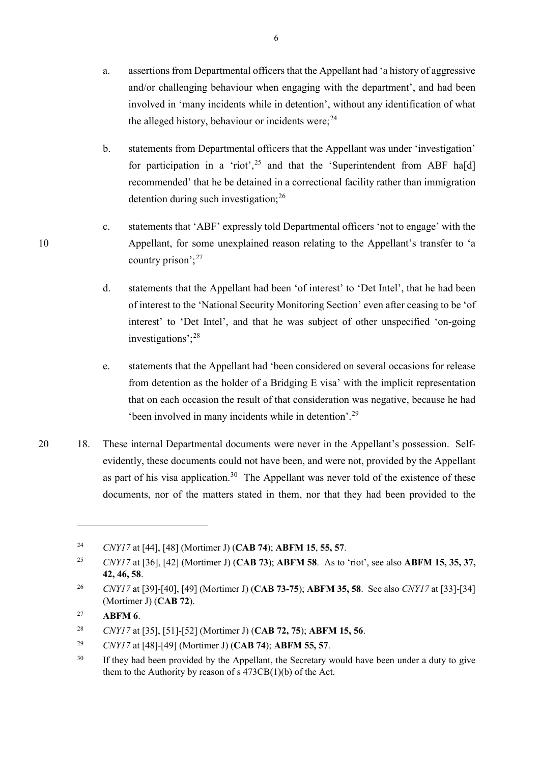a. assertions from Departmental officers that the Appellant had 'a history of aggressive and/or challenging behaviour when engaging with the department', and had been involved in 'many incidents while in detention', without any identification of what the alleged history, behaviour or incidents were;[24]

b. statements from Departmental officers that the Appellant was under 'investigation' for participation in a 'riot',[25] and that the 'Superintendent from ABF ha[d] recommended' that he be detained in a correctional facility rather than immigration detention during such investigation;[26]

c. statements that 'ABF' expressly told Departmental officers 'not to engage' with the Appellant, for some unexplained reason relating to the Appellant's transfer to 'a country prison';[27]

d. statements that the Appellant had been 'of interest' to 'Det Intel', that he had been of interest to the 'National Security Monitoring Section' even after ceasing to be 'of interest' to 'Det Intel', and that he was subject of other unspecified 'on-going investigations';[28]

e. statements that the Appellant had 'been considered on several occasions for release from detention as the holder of a Bridging E visa' with the implicit representation that on each occasion the result of that consideration was negative, because he had 'been involved in many incidents while in detention'.[29]

18. These internal Departmental documents were never in the Appellant's possession. Self-evidently, these documents could not have been, and were not, provided by the Appellant as part of his visa application.[30] The Appellant was never told of the existence of these documents, nor of the matters stated in them, nor that they had been provided to the

---

[24] *CNY17* at [44], [48] (Mortimer J) (**CAB 74**); **ABFM 15**, **55, 57**.

[25] *CNY17* at [36], [42] (Mortimer J) (**CAB 73**); **ABFM 58**. As to 'riot', see also **ABFM 15, 35, 37, 42, 46, 58**.

[26] *CNY17* at [39]-[40], [49] (Mortimer J) (**CAB 73-75**); **ABFM 35, 58**. See also *CNY17* at [33]-[34] (Mortimer J) (**CAB 72**).

[27] **ABFM 6**.

[28] *CNY17* at [35], [51]-[52] (Mortimer J) (**CAB 72, 75**); **ABFM 15, 56**.

[29] *CNY17* at [48]-[49] (Mortimer J) (**CAB 74**); **ABFM 55, 57**.

[30] If they had been provided by the Appellant, the Secretary would have been under a duty to give them to the Authority by reason of s 473CB(1)(b) of the Act.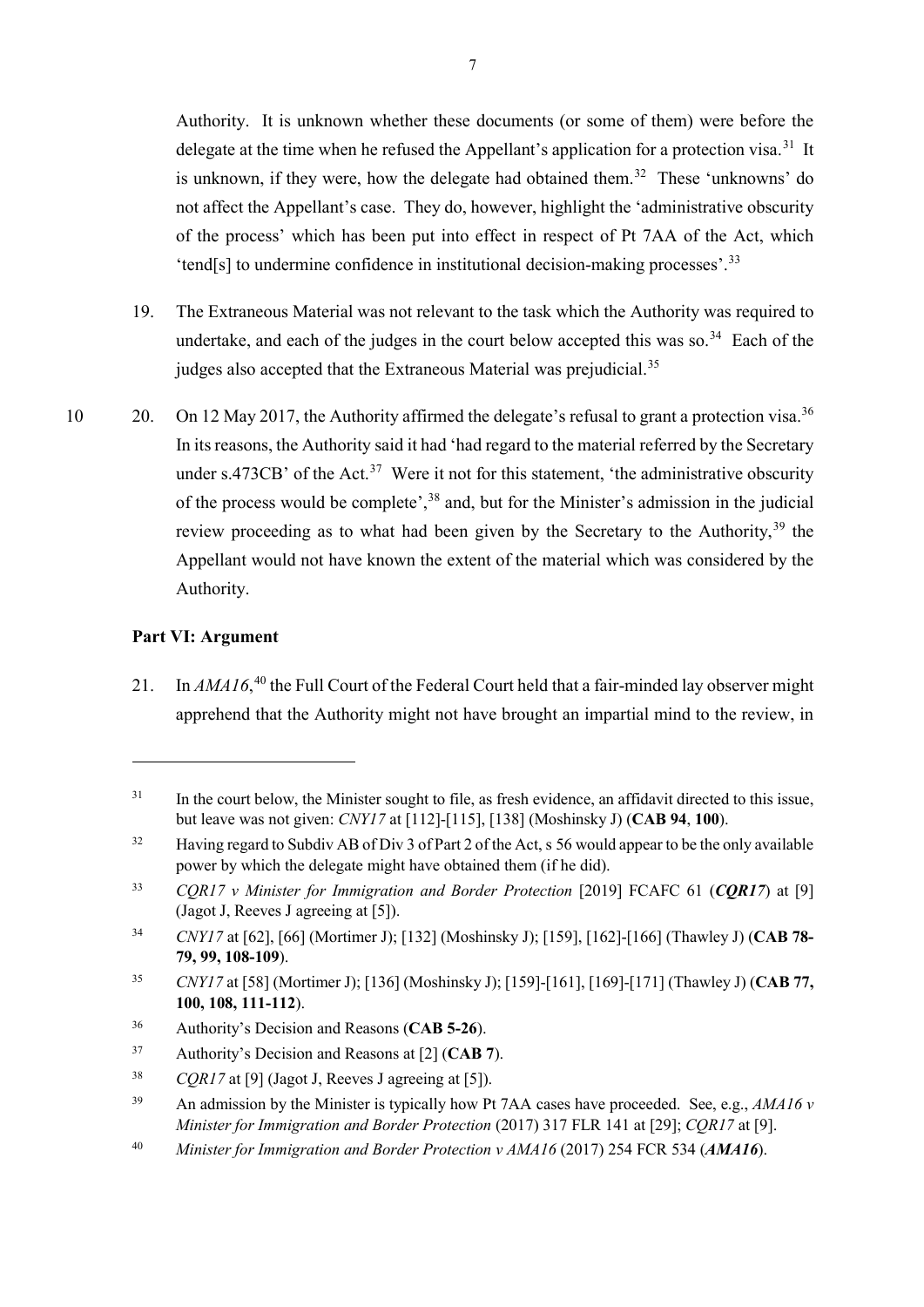Authority. It is unknown whether these documents (or some of them) were before the delegate at the time when he refused the Appellant's application for a protection visa.[31] It is unknown, if they were, how the delegate had obtained them.[32] These 'unknowns' do not affect the Appellant's case. They do, however, highlight the 'administrative obscurity of the process' which has been put into effect in respect of Pt 7AA of the Act, which 'tend[s] to undermine confidence in institutional decision-making processes'.[33]

19. The Extraneous Material was not relevant to the task which the Authority was required to undertake, and each of the judges in the court below accepted this was so.[34] Each of the judges also accepted that the Extraneous Material was prejudicial.[35]

20. On 12 May 2017, the Authority affirmed the delegate's refusal to grant a protection visa.[36] In its reasons, the Authority said it had 'had regard to the material referred by the Secretary under s.473CB' of the Act.[37] Were it not for this statement, 'the administrative obscurity of the process would be complete',[38] and, but for the Minister's admission in the judicial review proceeding as to what had been given by the Secretary to the Authority,[39] the Appellant would not have known the extent of the material which was considered by the Authority.

**Part VI: Argument**

21. In *AMA16*,[40] the Full Court of the Federal Court held that a fair-minded lay observer might apprehend that the Authority might not have brought an impartial mind to the review, in

---

[31] In the court below, the Minister sought to file, as fresh evidence, an affidavit directed to this issue, but leave was not given: *CNY17* at [112]-[115], [138] (Moshinsky J) (**CAB 94**, **100**).

[32] Having regard to Subdiv AB of Div 3 of Part 2 of the Act, s 56 would appear to be the only available power by which the delegate might have obtained them (if he did).

[33] *CQR17 v Minister for Immigration and Border Protection* [2019] FCAFC 61 (***CQR17***) at [9] (Jagot J, Reeves J agreeing at [5]).

[34] *CNY17* at [62], [66] (Mortimer J); [132] (Moshinsky J); [159], [162]-[166] (Thawley J) (**CAB 78-79, 99, 108-109**).

[35] *CNY17* at [58] (Mortimer J); [136] (Moshinsky J); [159]-[161], [169]-[171] (Thawley J) (**CAB 77, 100, 108, 111-112**).

[36] Authority's Decision and Reasons (**CAB 5-26**).

[37] Authority's Decision and Reasons at [2] (**CAB 7**).

[38] *CQR17* at [9] (Jagot J, Reeves J agreeing at [5]).

[39] An admission by the Minister is typically how Pt 7AA cases have proceeded. See, e.g., *AMA16 v Minister for Immigration and Border Protection* (2017) 317 FLR 141 at [29]; *CQR17* at [9].

[40] *Minister for Immigration and Border Protection v AMA16* (2017) 254 FCR 534 (***AMA16***).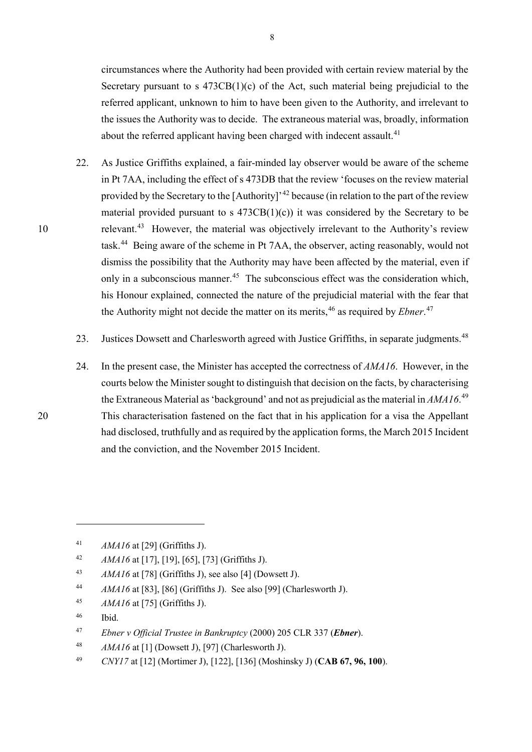circumstances where the Authority had been provided with certain review material by the Secretary pursuant to s 473CB(1)(c) of the Act, such material being prejudicial to the referred applicant, unknown to him to have been given to the Authority, and irrelevant to the issues the Authority was to decide. The extraneous material was, broadly, information about the referred applicant having been charged with indecent assault.[41]

22. As Justice Griffiths explained, a fair-minded lay observer would be aware of the scheme in Pt 7AA, including the effect of s 473DB that the review 'focuses on the review material provided by the Secretary to the [Authority]'[42] because (in relation to the part of the review material provided pursuant to s 473CB(1)(c)) it was considered by the Secretary to be relevant.[43] However, the material was objectively irrelevant to the Authority's review task.[44] Being aware of the scheme in Pt 7AA, the observer, acting reasonably, would not dismiss the possibility that the Authority may have been affected by the material, even if only in a subconscious manner.[45] The subconscious effect was the consideration which, his Honour explained, connected the nature of the prejudicial material with the fear that the Authority might not decide the matter on its merits,[46] as required by *Ebner*.[47]

23. Justices Dowsett and Charlesworth agreed with Justice Griffiths, in separate judgments.[48]

24. In the present case, the Minister has accepted the correctness of *AMA16*. However, in the courts below the Minister sought to distinguish that decision on the facts, by characterising the Extraneous Material as 'background' and not as prejudicial as the material in *AMA16*.[49] This characterisation fastened on the fact that in his application for a visa the Appellant had disclosed, truthfully and as required by the application forms, the March 2015 Incident and the conviction, and the November 2015 Incident.

---

[41] *AMA16* at [29] (Griffiths J).

[42] *AMA16* at [17], [19], [65], [73] (Griffiths J).

[43] *AMA16* at [78] (Griffiths J), see also [4] (Dowsett J).

[44] *AMA16* at [83], [86] (Griffiths J). See also [99] (Charlesworth J).

[45] *AMA16* at [75] (Griffiths J).

[46] Ibid.

[47] *Ebner v Official Trustee in Bankruptcy* (2000) 205 CLR 337 (***Ebner***).

[48] *AMA16* at [1] (Dowsett J), [97] (Charlesworth J).

[49] *CNY17* at [12] (Mortimer J), [122], [136] (Moshinsky J) (**CAB 67, 96, 100**).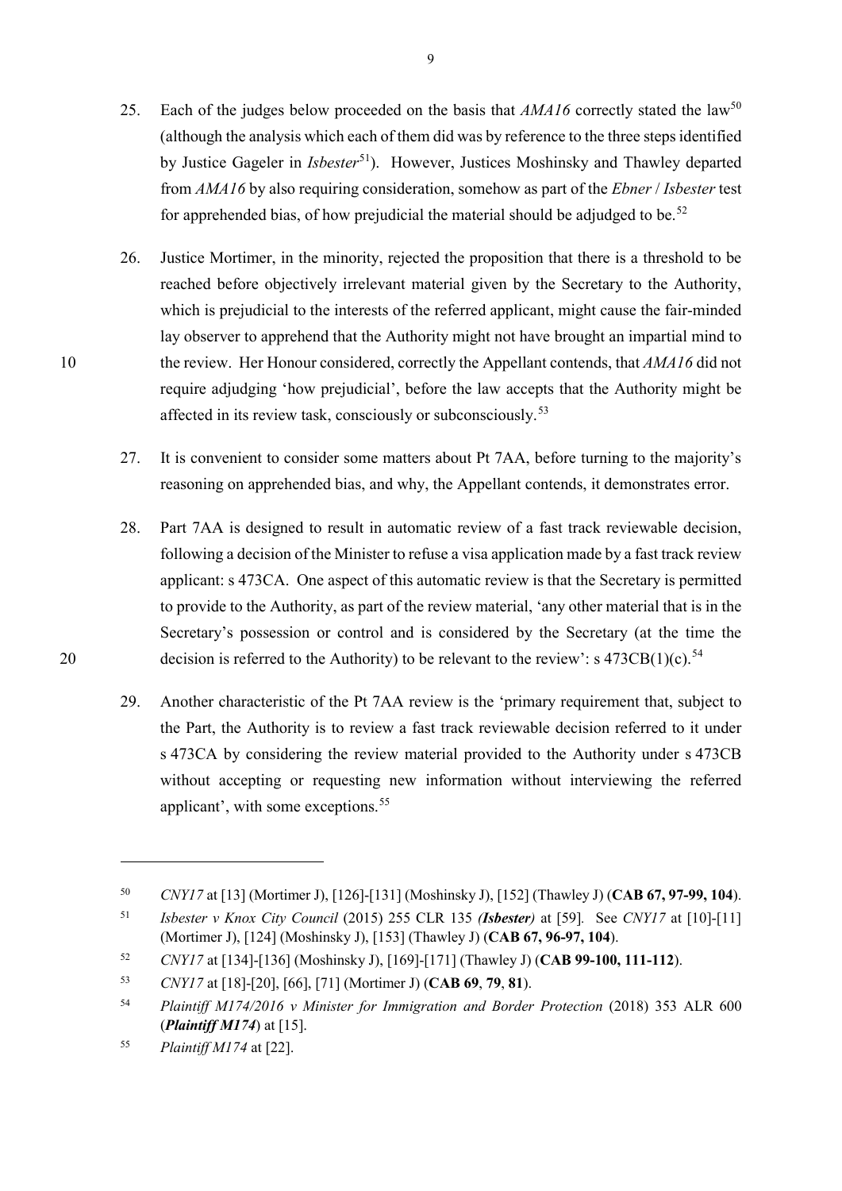25. Each of the judges below proceeded on the basis that *AMA16* correctly stated the law[50] (although the analysis which each of them did was by reference to the three steps identified by Justice Gageler in *Isbester*[51]). However, Justices Moshinsky and Thawley departed from *AMA16* by also requiring consideration, somehow as part of the *Ebner* / *Isbester* test for apprehended bias, of how prejudicial the material should be adjudged to be.[52]

26. Justice Mortimer, in the minority, rejected the proposition that there is a threshold to be reached before objectively irrelevant material given by the Secretary to the Authority, which is prejudicial to the interests of the referred applicant, might cause the fair-minded lay observer to apprehend that the Authority might not have brought an impartial mind to the review. Her Honour considered, correctly the Appellant contends, that *AMA16* did not require adjudging 'how prejudicial', before the law accepts that the Authority might be affected in its review task, consciously or subconsciously.[53]

27. It is convenient to consider some matters about Pt 7AA, before turning to the majority's reasoning on apprehended bias, and why, the Appellant contends, it demonstrates error.

28. Part 7AA is designed to result in automatic review of a fast track reviewable decision, following a decision of the Minister to refuse a visa application made by a fast track review applicant: s 473CA. One aspect of this automatic review is that the Secretary is permitted to provide to the Authority, as part of the review material, 'any other material that is in the Secretary's possession or control and is considered by the Secretary (at the time the decision is referred to the Authority) to be relevant to the review': s 473CB(1)(c).[54]

29. Another characteristic of the Pt 7AA review is the 'primary requirement that, subject to the Part, the Authority is to review a fast track reviewable decision referred to it under s 473CA by considering the review material provided to the Authority under s 473CB without accepting or requesting new information without interviewing the referred applicant', with some exceptions.[55]

---

[50] *CNY17* at [13] (Mortimer J), [126]-[131] (Moshinsky J), [152] (Thawley J) (**CAB 67, 97-99, 104**).

[51] *Isbester v Knox City Council* (2015) 255 CLR 135 *(**Isbester**)* at [59]. See *CNY17* at [10]-[11] (Mortimer J), [124] (Moshinsky J), [153] (Thawley J) (**CAB 67, 96-97, 104**).

[52] *CNY17* at [134]-[136] (Moshinsky J), [169]-[171] (Thawley J) (**CAB 99-100, 111-112**).

[53] *CNY17* at [18]-[20], [66], [71] (Mortimer J) (**CAB 69**, **79**, **81**).

[54] *Plaintiff M174/2016 v Minister for Immigration and Border Protection* (2018) 353 ALR 600 (***Plaintiff M174***) at [15].

[55] *Plaintiff M174* at [22].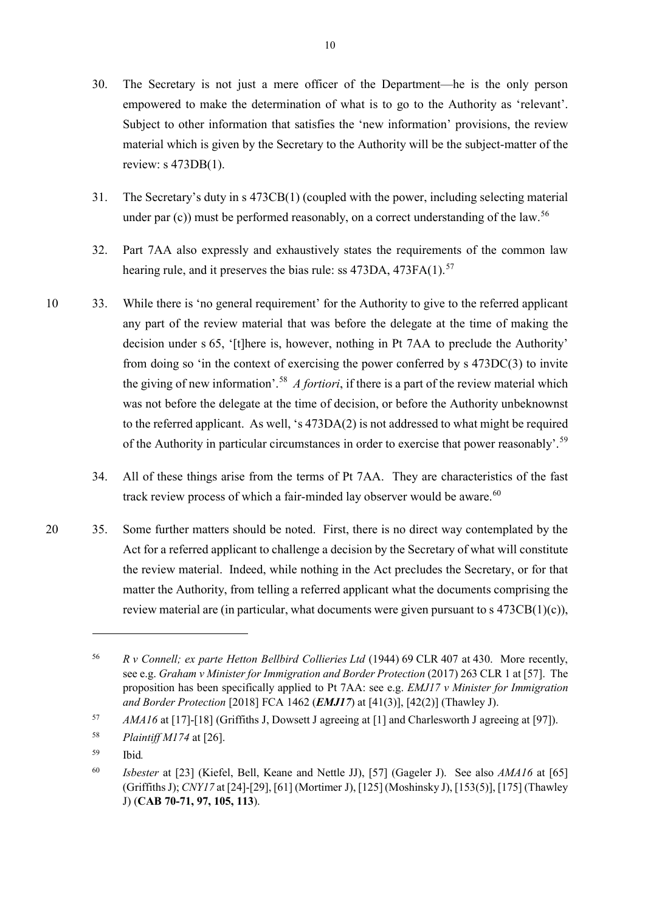30. The Secretary is not just a mere officer of the Department—he is the only person empowered to make the determination of what is to go to the Authority as 'relevant'. Subject to other information that satisfies the 'new information' provisions, the review material which is given by the Secretary to the Authority will be the subject-matter of the review: s 473DB(1).

31. The Secretary's duty in s 473CB(1) (coupled with the power, including selecting material under par (c)) must be performed reasonably, on a correct understanding of the law.[56]

32. Part 7AA also expressly and exhaustively states the requirements of the common law hearing rule, and it preserves the bias rule: ss 473DA, 473FA(1).[57]

33. While there is 'no general requirement' for the Authority to give to the referred applicant any part of the review material that was before the delegate at the time of making the decision under s 65, '[t]here is, however, nothing in Pt 7AA to preclude the Authority' from doing so 'in the context of exercising the power conferred by s 473DC(3) to invite the giving of new information'.[58] *A fortiori*, if there is a part of the review material which was not before the delegate at the time of decision, or before the Authority unbeknownst to the referred applicant. As well, 's 473DA(2) is not addressed to what might be required of the Authority in particular circumstances in order to exercise that power reasonably'.[59]

34. All of these things arise from the terms of Pt 7AA. They are characteristics of the fast track review process of which a fair-minded lay observer would be aware.[60]

35. Some further matters should be noted. First, there is no direct way contemplated by the Act for a referred applicant to challenge a decision by the Secretary of what will constitute the review material. Indeed, while nothing in the Act precludes the Secretary, or for that matter the Authority, from telling a referred applicant what the documents comprising the review material are (in particular, what documents were given pursuant to s 473CB(1)(c)),

---

[56] *R v Connell; ex parte Hetton Bellbird Collieries Ltd* (1944) 69 CLR 407 at 430. More recently, see e.g. *Graham v Minister for Immigration and Border Protection* (2017) 263 CLR 1 at [57]. The proposition has been specifically applied to Pt 7AA: see e.g. *EMJ17 v Minister for Immigration and Border Protection* [2018] FCA 1462 (***EMJ17***) at [41(3)], [42(2)] (Thawley J).

[57] *AMA16* at [17]-[18] (Griffiths J, Dowsett J agreeing at [1] and Charlesworth J agreeing at [97]).

[58] *Plaintiff M174* at [26].

[59] Ibid*.*

[60] *Isbester* at [23] (Kiefel, Bell, Keane and Nettle JJ), [57] (Gageler J). See also *AMA16* at [65] (Griffiths J); *CNY17* at [24]-[29], [61] (Mortimer J), [125] (Moshinsky J), [153(5)], [175] (Thawley J) (**CAB 70-71, 97, 105, 113**).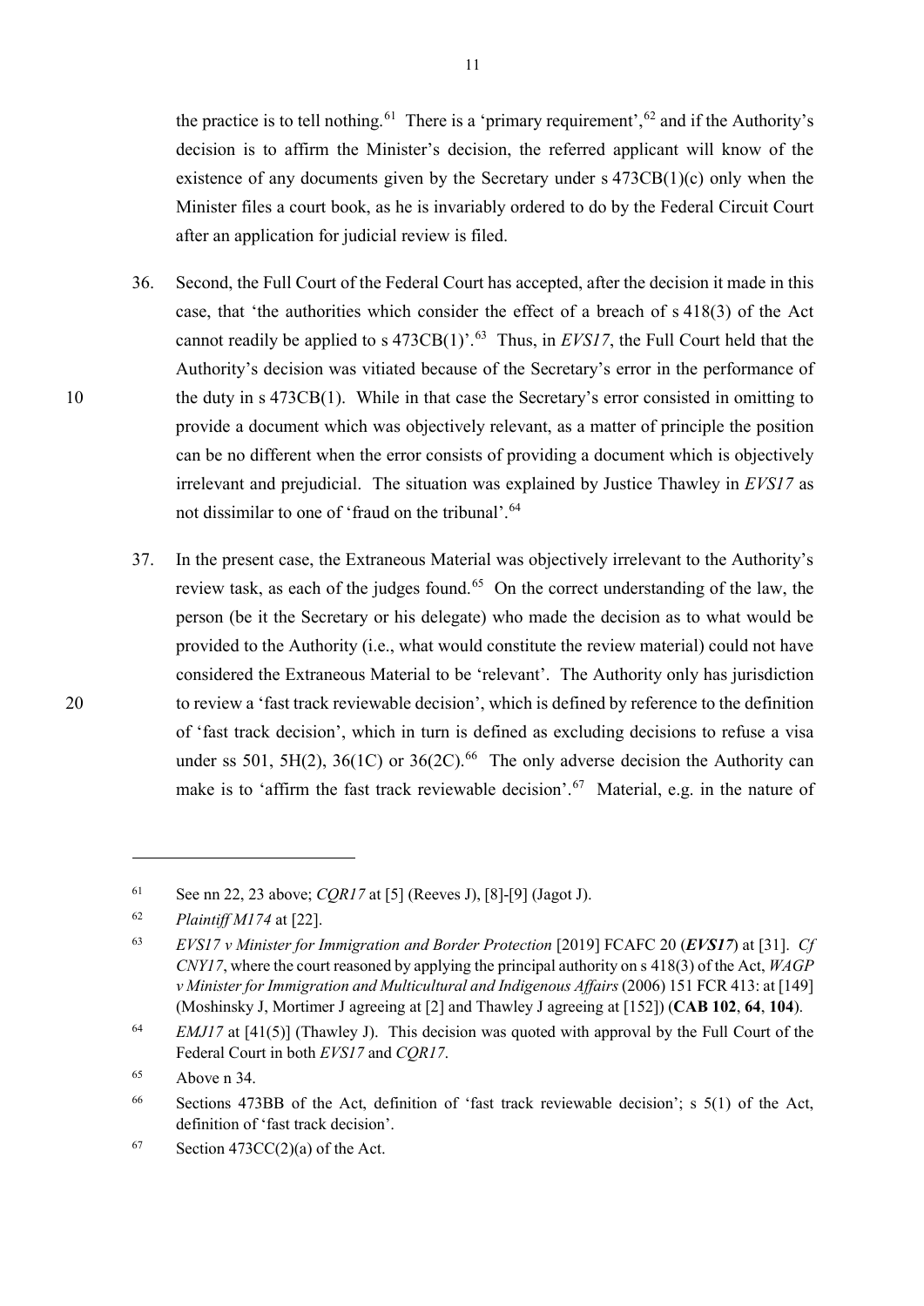the practice is to tell nothing.[61] There is a 'primary requirement',[62] and if the Authority's decision is to affirm the Minister's decision, the referred applicant will know of the existence of any documents given by the Secretary under s 473CB(1)(c) only when the Minister files a court book, as he is invariably ordered to do by the Federal Circuit Court after an application for judicial review is filed.

36. Second, the Full Court of the Federal Court has accepted, after the decision it made in this case, that 'the authorities which consider the effect of a breach of s 418(3) of the Act cannot readily be applied to s 473CB(1)'.[63] Thus, in *EVS17*, the Full Court held that the Authority's decision was vitiated because of the Secretary's error in the performance of the duty in s 473CB(1). While in that case the Secretary's error consisted in omitting to provide a document which was objectively relevant, as a matter of principle the position can be no different when the error consists of providing a document which is objectively irrelevant and prejudicial. The situation was explained by Justice Thawley in *EVS17* as not dissimilar to one of 'fraud on the tribunal'.[64]

37. In the present case, the Extraneous Material was objectively irrelevant to the Authority's review task, as each of the judges found.[65] On the correct understanding of the law, the person (be it the Secretary or his delegate) who made the decision as to what would be provided to the Authority (i.e., what would constitute the review material) could not have considered the Extraneous Material to be 'relevant'. The Authority only has jurisdiction to review a 'fast track reviewable decision', which is defined by reference to the definition of 'fast track decision', which in turn is defined as excluding decisions to refuse a visa under ss 501, 5H(2), 36(1C) or 36(2C).[66] The only adverse decision the Authority can make is to 'affirm the fast track reviewable decision'.[67] Material, e.g. in the nature of

---

[61] See nn 22, 23 above; *CQR17* at [5] (Reeves J), [8]-[9] (Jagot J).

[62] *Plaintiff M174* at [22].

[63] *EVS17 v Minister for Immigration and Border Protection* [2019] FCAFC 20 (***EVS17***) at [31]. *Cf CNY17*, where the court reasoned by applying the principal authority on s 418(3) of the Act, *WAGP v Minister for Immigration and Multicultural and Indigenous Affairs* (2006) 151 FCR 413: at [149] (Moshinsky J, Mortimer J agreeing at [2] and Thawley J agreeing at [152]) (**CAB 102**, **64**, **104**).

[64] *EMJ17* at [41(5)] (Thawley J). This decision was quoted with approval by the Full Court of the Federal Court in both *EVS17* and *CQR17*.

[65] Above n 34.

[66] Sections 473BB of the Act, definition of 'fast track reviewable decision'; s 5(1) of the Act, definition of 'fast track decision'.

[67] Section 473CC(2)(a) of the Act.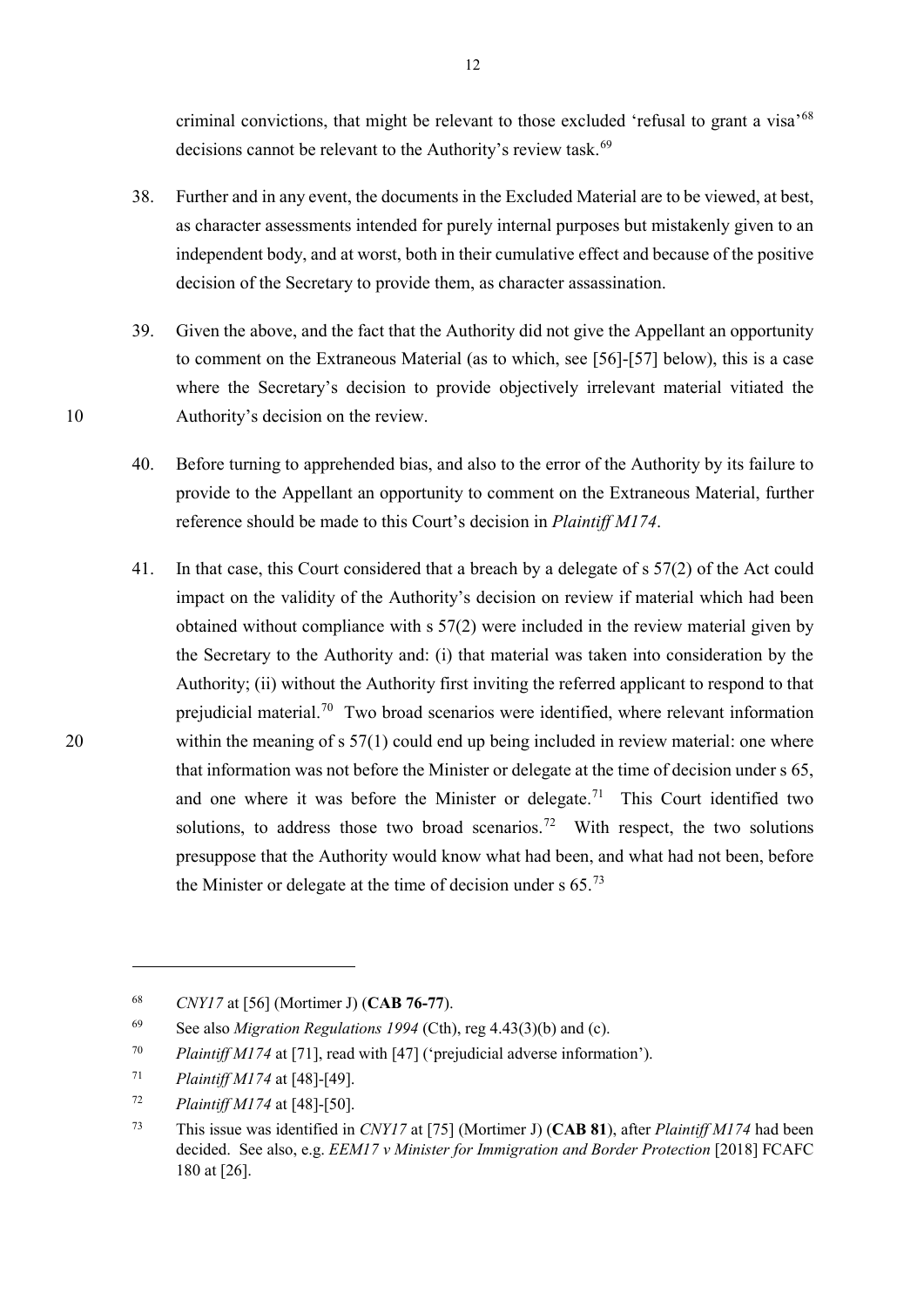criminal convictions, that might be relevant to those excluded 'refusal to grant a visa'[68] decisions cannot be relevant to the Authority's review task.[69]

38. Further and in any event, the documents in the Excluded Material are to be viewed, at best, as character assessments intended for purely internal purposes but mistakenly given to an independent body, and at worst, both in their cumulative effect and because of the positive decision of the Secretary to provide them, as character assassination.

39. Given the above, and the fact that the Authority did not give the Appellant an opportunity to comment on the Extraneous Material (as to which, see [56]-[57] below), this is a case where the Secretary's decision to provide objectively irrelevant material vitiated the Authority's decision on the review.

40. Before turning to apprehended bias, and also to the error of the Authority by its failure to provide to the Appellant an opportunity to comment on the Extraneous Material, further reference should be made to this Court's decision in *Plaintiff M174*.

41. In that case, this Court considered that a breach by a delegate of s 57(2) of the Act could impact on the validity of the Authority's decision on review if material which had been obtained without compliance with s 57(2) were included in the review material given by the Secretary to the Authority and: (i) that material was taken into consideration by the Authority; (ii) without the Authority first inviting the referred applicant to respond to that prejudicial material.[70] Two broad scenarios were identified, where relevant information within the meaning of s 57(1) could end up being included in review material: one where that information was not before the Minister or delegate at the time of decision under s 65, and one where it was before the Minister or delegate.[71] This Court identified two solutions, to address those two broad scenarios.[72] With respect, the two solutions presuppose that the Authority would know what had been, and what had not been, before the Minister or delegate at the time of decision under s 65.[73]

---

[68] *CNY17* at [56] (Mortimer J) (**CAB 76-77**).

[69] See also *Migration Regulations 1994* (Cth), reg 4.43(3)(b) and (c).

[70] *Plaintiff M174* at [71], read with [47] ('prejudicial adverse information').

[71] *Plaintiff M174* at [48]-[49].

[72] *Plaintiff M174* at [48]-[50].

[73] This issue was identified in *CNY17* at [75] (Mortimer J) (**CAB 81**), after *Plaintiff M174* had been decided. See also, e.g. *EEM17 v Minister for Immigration and Border Protection* [2018] FCAFC 180 at [26].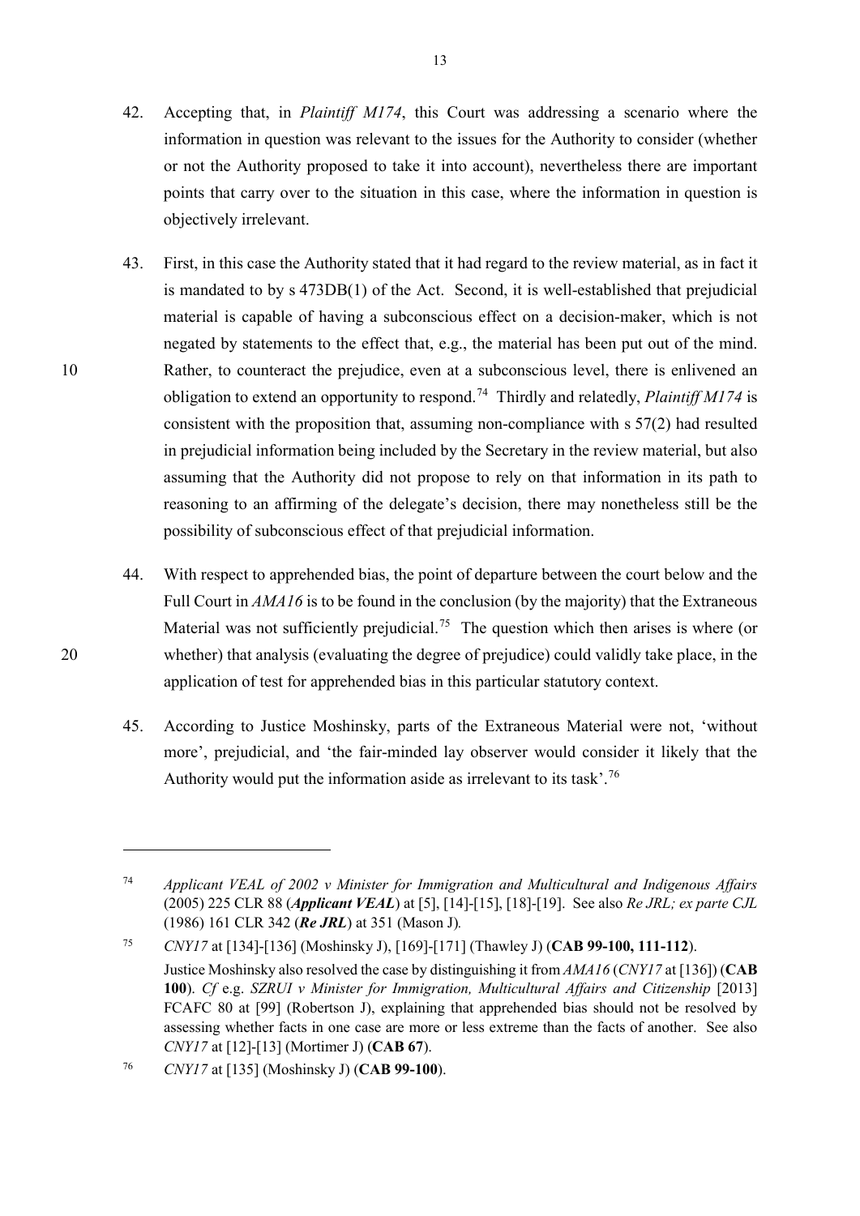42. Accepting that, in *Plaintiff M174*, this Court was addressing a scenario where the information in question was relevant to the issues for the Authority to consider (whether or not the Authority proposed to take it into account), nevertheless there are important points that carry over to the situation in this case, where the information in question is objectively irrelevant.

43. First, in this case the Authority stated that it had regard to the review material, as in fact it is mandated to by s 473DB(1) of the Act. Second, it is well-established that prejudicial material is capable of having a subconscious effect on a decision-maker, which is not negated by statements to the effect that, e.g., the material has been put out of the mind. Rather, to counteract the prejudice, even at a subconscious level, there is enlivened an obligation to extend an opportunity to respond.[74] Thirdly and relatedly, *Plaintiff M174* is consistent with the proposition that, assuming non-compliance with s 57(2) had resulted in prejudicial information being included by the Secretary in the review material, but also assuming that the Authority did not propose to rely on that information in its path to reasoning to an affirming of the delegate's decision, there may nonetheless still be the possibility of subconscious effect of that prejudicial information.

44. With respect to apprehended bias, the point of departure between the court below and the Full Court in *AMA16* is to be found in the conclusion (by the majority) that the Extraneous Material was not sufficiently prejudicial.[75] The question which then arises is where (or whether) that analysis (evaluating the degree of prejudice) could validly take place, in the application of test for apprehended bias in this particular statutory context.

45. According to Justice Moshinsky, parts of the Extraneous Material were not, 'without more', prejudicial, and 'the fair-minded lay observer would consider it likely that the Authority would put the information aside as irrelevant to its task'.[76]

---

[74] *Applicant VEAL of 2002 v Minister for Immigration and Multicultural and Indigenous Affairs* (2005) 225 CLR 88 (***Applicant VEAL***) at [5], [14]-[15], [18]-[19]. See also *Re JRL; ex parte CJL* (1986) 161 CLR 342 (***Re JRL***) at 351 (Mason J).

[75] *CNY17* at [134]-[136] (Moshinsky J), [169]-[171] (Thawley J) (**CAB 99-100, 111-112**). Justice Moshinsky also resolved the case by distinguishing it from *AMA16* (*CNY17* at [136]) (**CAB 100**). *Cf* e.g. *SZRUI v Minister for Immigration, Multicultural Affairs and Citizenship* [2013] FCAFC 80 at [99] (Robertson J), explaining that apprehended bias should not be resolved by assessing whether facts in one case are more or less extreme than the facts of another. See also *CNY17* at [12]-[13] (Mortimer J) (**CAB 67**).

[76] *CNY17* at [135] (Moshinsky J) (**CAB 99-100**).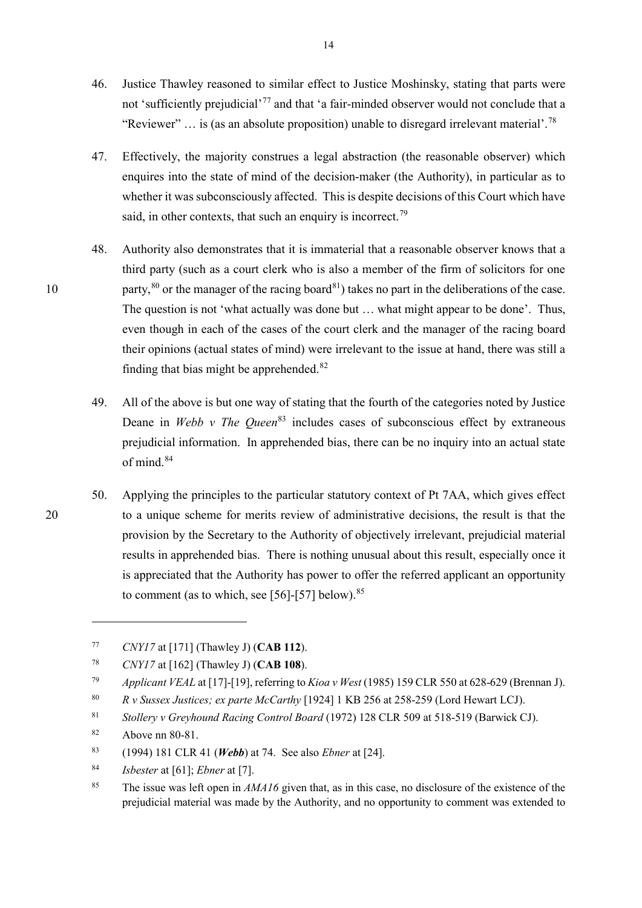46. Justice Thawley reasoned to similar effect to Justice Moshinsky, stating that parts were not 'sufficiently prejudicial'[77] and that 'a fair-minded observer would not conclude that a "Reviewer" … is (as an absolute proposition) unable to disregard irrelevant material'.[78]

47. Effectively, the majority construes a legal abstraction (the reasonable observer) which enquires into the state of mind of the decision-maker (the Authority), in particular as to whether it was subconsciously affected. This is despite decisions of this Court which have said, in other contexts, that such an enquiry is incorrect.[79]

48. Authority also demonstrates that it is immaterial that a reasonable observer knows that a third party (such as a court clerk who is also a member of the firm of solicitors for one party,[80] or the manager of the racing board[81]) takes no part in the deliberations of the case. The question is not 'what actually was done but … what might appear to be done'. Thus, even though in each of the cases of the court clerk and the manager of the racing board their opinions (actual states of mind) were irrelevant to the issue at hand, there was still a finding that bias might be apprehended.[82]

49. All of the above is but one way of stating that the fourth of the categories noted by Justice Deane in *Webb v The Queen*[83] includes cases of subconscious effect by extraneous prejudicial information. In apprehended bias, there can be no inquiry into an actual state of mind.[84]

50. Applying the principles to the particular statutory context of Pt 7AA, which gives effect to a unique scheme for merits review of administrative decisions, the result is that the provision by the Secretary to the Authority of objectively irrelevant, prejudicial material results in apprehended bias. There is nothing unusual about this result, especially once it is appreciated that the Authority has power to offer the referred applicant an opportunity to comment (as to which, see [56]-[57] below).[85]

---

[77] *CNY17* at [171] (Thawley J) (**CAB 112**).

[78] *CNY17* at [162] (Thawley J) (**CAB 108**).

[79] *Applicant VEAL* at [17]-[19], referring to *Kioa v West* (1985) 159 CLR 550 at 628-629 (Brennan J).

[80] *R v Sussex Justices; ex parte McCarthy* [1924] 1 KB 256 at 258-259 (Lord Hewart LCJ).

[81] *Stollery v Greyhound Racing Control Board* (1972) 128 CLR 509 at 518-519 (Barwick CJ).

[82] Above nn 80-81.

[83] (1994) 181 CLR 41 (***Webb***) at 74. See also *Ebner* at [24].

[84] *Isbester* at [61]; *Ebner* at [7].

[85] The issue was left open in *AMA16* given that, as in this case, no disclosure of the existence of the prejudicial material was made by the Authority, and no opportunity to comment was extended to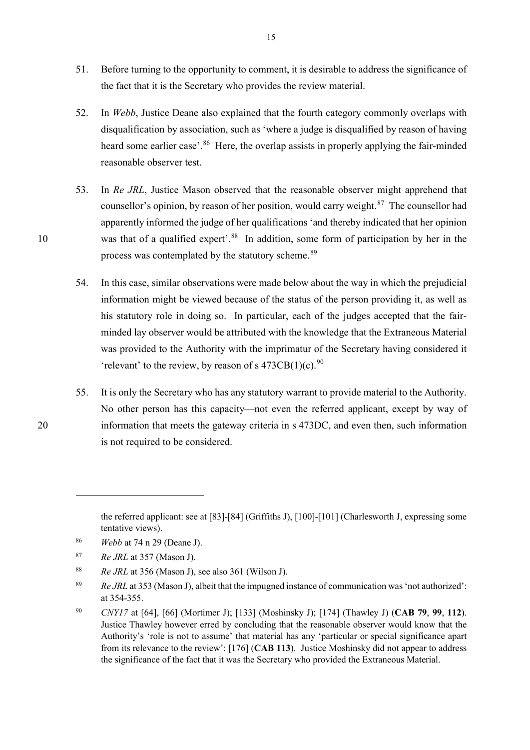51. Before turning to the opportunity to comment, it is desirable to address the significance of the fact that it is the Secretary who provides the review material.

52. In *Webb*, Justice Deane also explained that the fourth category commonly overlaps with disqualification by association, such as 'where a judge is disqualified by reason of having heard some earlier case'.[86] Here, the overlap assists in properly applying the fair-minded reasonable observer test.

53. In *Re JRL*, Justice Mason observed that the reasonable observer might apprehend that counsellor's opinion, by reason of her position, would carry weight.[87] The counsellor had apparently informed the judge of her qualifications 'and thereby indicated that her opinion was that of a qualified expert'.[88] In addition, some form of participation by her in the process was contemplated by the statutory scheme.[89]

54. In this case, similar observations were made below about the way in which the prejudicial information might be viewed because of the status of the person providing it, as well as his statutory role in doing so. In particular, each of the judges accepted that the fair-minded lay observer would be attributed with the knowledge that the Extraneous Material was provided to the Authority with the imprimatur of the Secretary having considered it 'relevant' to the review, by reason of s 473CB(1)(c).[90]

55. It is only the Secretary who has any statutory warrant to provide material to the Authority. No other person has this capacity—not even the referred applicant, except by way of information that meets the gateway criteria in s 473DC, and even then, such information is not required to be considered.

---

the referred applicant: see at [83]-[84] (Griffiths J), [100]-[101] (Charlesworth J, expressing some tentative views).

[86] *Webb* at 74 n 29 (Deane J).

[87] *Re JRL* at 357 (Mason J).

[88] *Re JRL* at 356 (Mason J), see also 361 (Wilson J).

[89] *Re JRL* at 353 (Mason J), albeit that the impugned instance of communication was 'not authorized': at 354-355.

[90] *CNY17* at [64], [66] (Mortimer J); [133] (Moshinsky J); [174] (Thawley J) (**CAB 79**, **99**, **112**). Justice Thawley however erred by concluding that the reasonable observer would know that the Authority's 'role is not to assume' that material has any 'particular or special significance apart from its relevance to the review': [176] (**CAB 113**). Justice Moshinsky did not appear to address the significance of the fact that it was the Secretary who provided the Extraneous Material.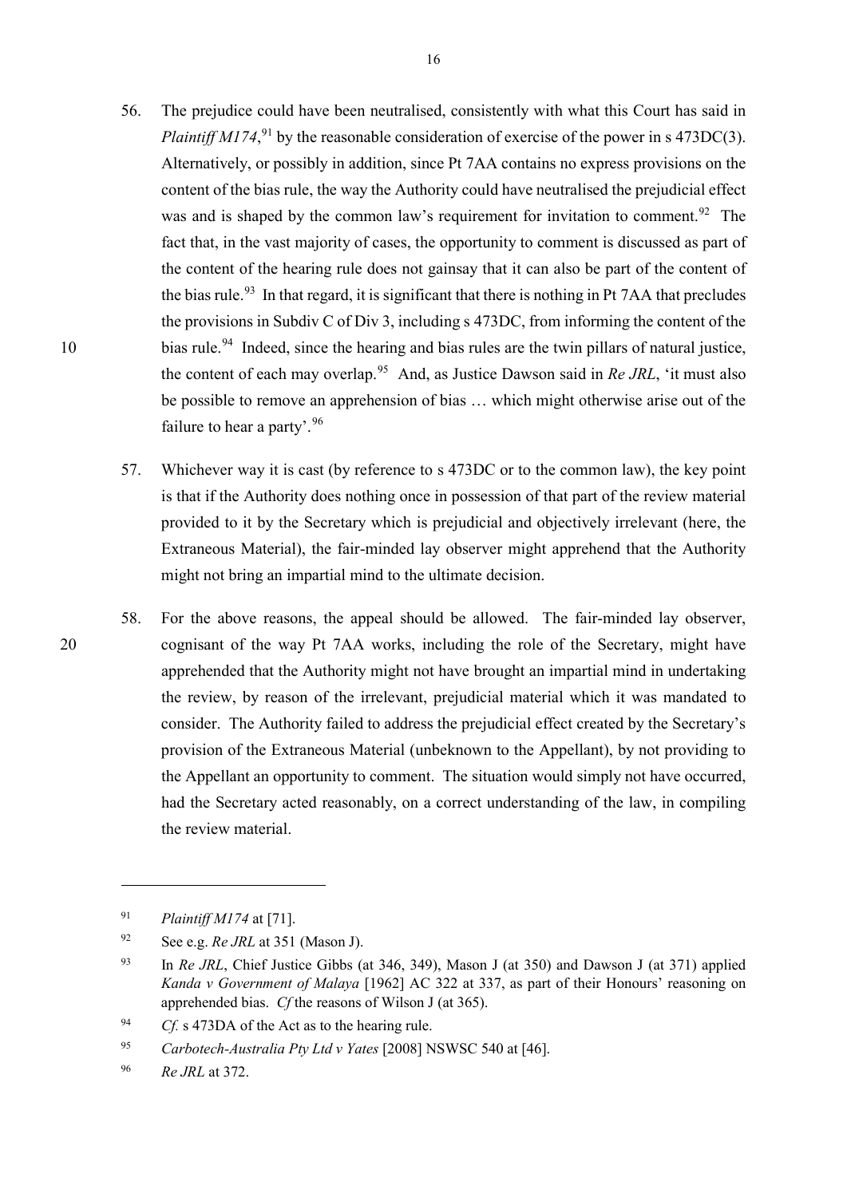56. The prejudice could have been neutralised, consistently with what this Court has said in *Plaintiff M174*,[91] by the reasonable consideration of exercise of the power in s 473DC(3). Alternatively, or possibly in addition, since Pt 7AA contains no express provisions on the content of the bias rule, the way the Authority could have neutralised the prejudicial effect was and is shaped by the common law's requirement for invitation to comment.[92] The fact that, in the vast majority of cases, the opportunity to comment is discussed as part of the content of the hearing rule does not gainsay that it can also be part of the content of the bias rule.[93] In that regard, it is significant that there is nothing in Pt 7AA that precludes the provisions in Subdiv C of Div 3, including s 473DC, from informing the content of the bias rule.[94] Indeed, since the hearing and bias rules are the twin pillars of natural justice, the content of each may overlap.[95] And, as Justice Dawson said in *Re JRL*, 'it must also be possible to remove an apprehension of bias … which might otherwise arise out of the failure to hear a party'.[96]

57. Whichever way it is cast (by reference to s 473DC or to the common law), the key point is that if the Authority does nothing once in possession of that part of the review material provided to it by the Secretary which is prejudicial and objectively irrelevant (here, the Extraneous Material), the fair-minded lay observer might apprehend that the Authority might not bring an impartial mind to the ultimate decision.

58. For the above reasons, the appeal should be allowed. The fair-minded lay observer, cognisant of the way Pt 7AA works, including the role of the Secretary, might have apprehended that the Authority might not have brought an impartial mind in undertaking the review, by reason of the irrelevant, prejudicial material which it was mandated to consider. The Authority failed to address the prejudicial effect created by the Secretary's provision of the Extraneous Material (unbeknown to the Appellant), by not providing to the Appellant an opportunity to comment. The situation would simply not have occurred, had the Secretary acted reasonably, on a correct understanding of the law, in compiling the review material.

---

[91] *Plaintiff M174* at [71].

[92] See e.g. *Re JRL* at 351 (Mason J).

[93] In *Re JRL*, Chief Justice Gibbs (at 346, 349), Mason J (at 350) and Dawson J (at 371) applied *Kanda v Government of Malaya* [1962] AC 322 at 337, as part of their Honours' reasoning on apprehended bias. *Cf* the reasons of Wilson J (at 365).

[94] *Cf.* s 473DA of the Act as to the hearing rule.

[95] *Carbotech-Australia Pty Ltd v Yates* [2008] NSWSC 540 at [46].

[96] *Re JRL* at 372.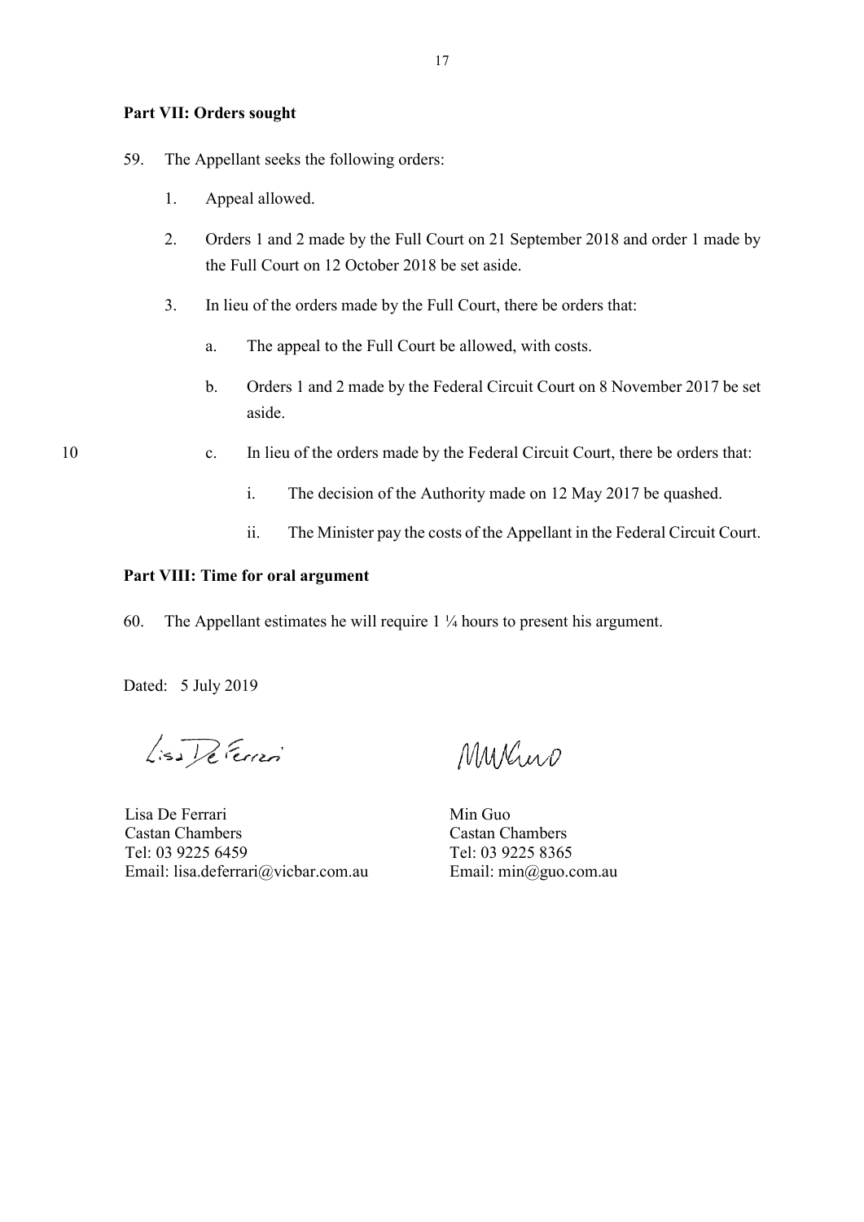**Part VII: Orders sought**

59. The Appellant seeks the following orders:

    1. Appeal allowed.

    2. Orders 1 and 2 made by the Full Court on 21 September 2018 and order 1 made by the Full Court on 12 October 2018 be set aside.

    3. In lieu of the orders made by the Full Court, there be orders that:

        a. The appeal to the Full Court be allowed, with costs.

        b. Orders 1 and 2 made by the Federal Circuit Court on 8 November 2017 be set aside.

        c. In lieu of the orders made by the Federal Circuit Court, there be orders that:

            i. The decision of the Authority made on 12 May 2017 be quashed.

            ii. The Minister pay the costs of the Appellant in the Federal Circuit Court.

**Part VIII: Time for oral argument**

60. The Appellant estimates he will require 1 ¼ hours to present his argument.

Dated: 5 July 2019

Lisa De Ferrari
Castan Chambers
Tel: 03 9225 6459
Email: lisa.deferrari@vicbar.com.au

Min Guo
Castan Chambers
Tel: 03 9225 8365
Email: min@guo.com.au